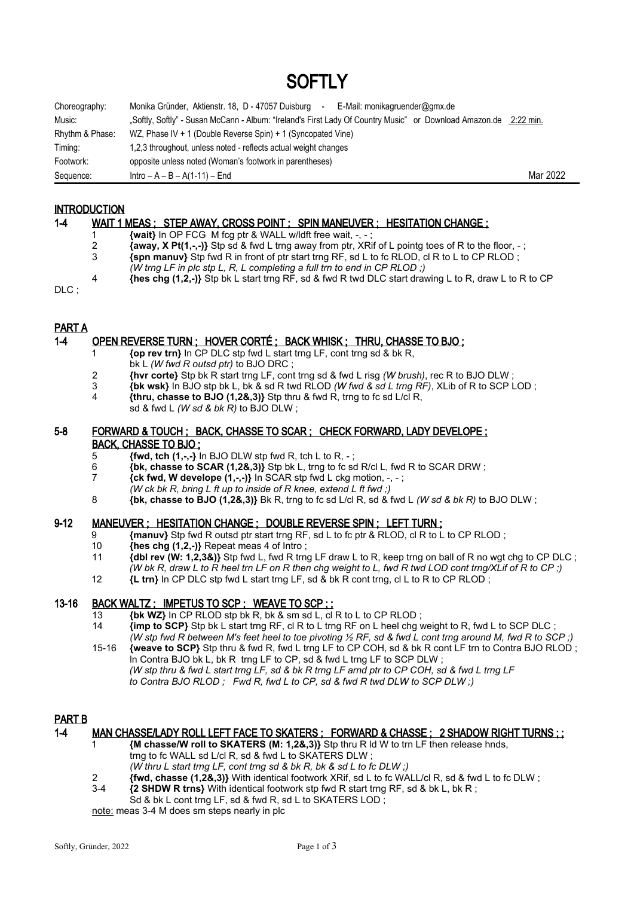# SOFTLY

| | | |
|---|---|---|
| Choreography: | Monika Gründer, Aktienstr. 18, D - 47057 Duisburg - E-Mail: monikagruender@gmx.de | |
| Music: | „Softly, Softly" - Susan McCann - Album: "Ireland's First Lady Of Country Music" or Download Amazon.de 2:22 min. | |
| Rhythm & Phase: | WZ, Phase IV + 1 (Double Reverse Spin) + 1 (Syncopated Vine) | |
| Timing: | 1,2,3 throughout, unless noted - reflects actual weight changes | |
| Footwork: | opposite unless noted (Woman's footwork in parentheses) | |
| Sequence: | Intro – A – B – A(1-11) – End | Mar 2022 |

## INTRODUCTION

### 1-4 WAIT 1 MEAS ; STEP AWAY, CROSS POINT ; SPIN MANEUVER ; HESITATION CHANGE ;

1 **{wait}** In OP FCG M fcg ptr & WALL w/ldft free wait, -, - ;
2 **{away, X Pt(1,-,-)}** Stp sd & fwd L trng away from ptr, XRif of L pointg toes of R to the floor, - ;
3 **{spn manuv}** Stp fwd R in front of ptr start trng RF, sd L to fc RLOD, cl R to L to CP RLOD ;
*(W trng LF in plc stp L, R, L completing a full trn to end in CP RLOD ;)*
4 **{hes chg (1,2,-)}** Stp bk L start trng RF, sd & fwd R twd DLC start drawing L to R, draw L to R to CP DLC ;

## PART A

### 1-4 OPEN REVERSE TURN ; HOVER CORTÉ ; BACK WHISK ; THRU, CHASSE TO BJO ;

1 **{op rev trn}** In CP DLC stp fwd L start trng LF, cont trng sd & bk R, bk L *(W fwd R outsd ptr)* to BJO DRC ;
2 **{hvr corte}** Stp bk R start trng LF, cont trng sd & fwd L risg *(W brush)*, rec R to BJO DLW ;
3 **{bk wsk}** In BJO stp bk L, bk & sd R twd RLOD *(W fwd & sd L trng RF)*, XLib of R to SCP LOD ;
4 **{thru, chasse to BJO (1,2&,3)}** Stp thru & fwd R, trng to fc sd L/cl R, sd & fwd L *(W sd & bk R)* to BJO DLW ;

### 5-8 FORWARD & TOUCH ; BACK, CHASSE TO SCAR ; CHECK FORWARD, LADY DEVELOPE ; BACK, CHASSE TO BJO ;

5 **{fwd, tch (1,-,-}** In BJO DLW stp fwd R, tch L to R, - ;
6 **{bk, chasse to SCAR (1,2&,3)}** Stp bk L, trng to fc sd R/cl L, fwd R to SCAR DRW ;
7 **{ck fwd, W develope (1,-,-)}** In SCAR stp fwd L ckg motion, -, - ;
*(W ck bk R, bring L ft up to inside of R knee, extend L ft fwd ;)*
8 **{bk, chasse to BJO (1,2&,3)}** Bk R, trng to fc sd L/cl R, sd & fwd L *(W sd & bk R)* to BJO DLW ;

### 9-12 MANEUVER ; HESITATION CHANGE ; DOUBLE REVERSE SPIN ; LEFT TURN ;

9 **{manuv}** Stp fwd R outsd ptr start trng RF, sd L to fc ptr & RLOD, cl R to L to CP RLOD ;
10 **{hes chg (1,2,-)}** Repeat meas 4 of Intro ;
11 **{dbl rev (W: 1,2,3&)}** Stp fwd L, fwd R trng LF draw L to R, keep trng on ball of R no wgt chg to CP DLC ;
*(W bk R, draw L to R heel trn LF on R then chg weight to L, fwd R twd LOD cont trng/XLif of R to CP ;)*
12 **{L trn}** In CP DLC stp fwd L start trng LF, sd & bk R cont trng, cl L to R to CP RLOD ;

### 13-16 BACK WALTZ ; IMPETUS TO SCP ; WEAVE TO SCP ; ;

13 **{bk WZ}** In CP RLOD stp bk R, bk & sm sd L, cl R to L to CP RLOD ;
14 **{imp to SCP}** Stp bk L start trng RF, cl R to L trng RF on L heel chg weight to R, fwd L to SCP DLC ;
*(W stp fwd R between M's feet heel to toe pivoting ½ RF, sd & fwd L cont trng around M, fwd R to SCP ;)*
15-16 **{weave to SCP}** Stp thru & fwd R, fwd L trng LF to CP COH, sd & bk R cont LF trn to Contra BJO RLOD ; In Contra BJO bk L, bk R trng LF to CP, sd & fwd L trng LF to SCP DLW ;
*(W stp thru & fwd L start trng LF, sd & bk R trng LF arnd ptr to CP COH, sd & fwd L trng LF to Contra BJO RLOD ; Fwd R, fwd L to CP, sd & fwd R twd DLW to SCP DLW ;)*

## PART B

### 1-4 MAN CHASSE/LADY ROLL LEFT FACE TO SKATERS ; FORWARD & CHASSE ; 2 SHADOW RIGHT TURNS ; ;

1 **{M chasse/W roll to SKATERS (M: 1,2&,3)}** Stp thru R ld W to trn LF then release hnds, trng to fc WALL sd L/cl R, sd & fwd L to SKATERS DLW ;
*(W thru L start trng LF, cont trng sd & bk R, bk & sd L to fc DLW ;)*
2 **{fwd, chasse (1,2&,3)}** With identical footwork XRif, sd L to fc WALL/cl R, sd & fwd L to fc DLW ;
3-4 **{2 SHDW R trns}** With identical footwork stp fwd R start trng RF, sd & bk L, bk R ;
Sd & bk L cont trng LF, sd & fwd R, sd L to SKATERS LOD ;

note: meas 3-4 M does sm steps nearly in plc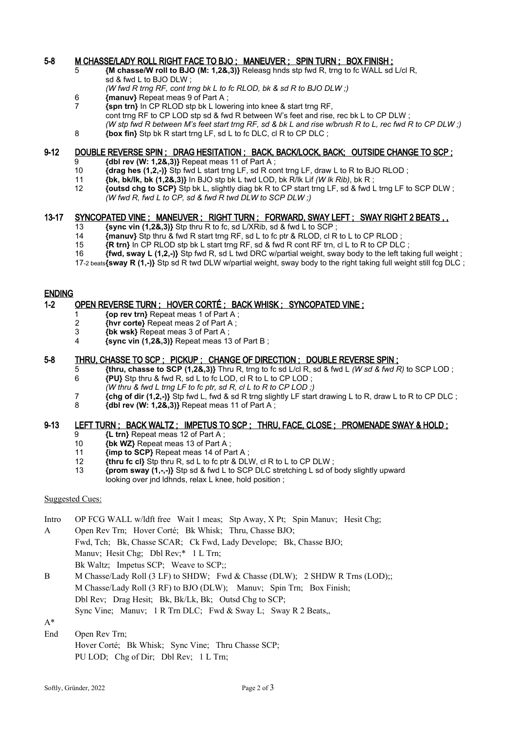## 5-8 M CHASSE/LADY ROLL RIGHT FACE TO BJO ; MANEUVER ; SPIN TURN ; BOX FINISH ;

5 **{M chasse/W roll to BJO (M: 1,2&,3)}** Releasg hnds stp fwd R, trng to fc WALL sd L/cl R, sd & fwd L to BJO DLW ;
*(W fwd R trng RF, cont trng bk L to fc RLOD, bk & sd R to BJO DLW ;)*

6 **{manuv}** Repeat meas 9 of Part A ;

7 **{spn trn}** In CP RLOD stp bk L lowering into knee & start trng RF, cont trng RF to CP LOD stp sd & fwd R between W's feet and rise, rec bk L to CP DLW ;
*(W stp fwd R between M's feet start trng RF, sd & bk L and rise w/brush R to L, rec fwd R to CP DLW ;)*

8 **{box fin}** Stp bk R start trng LF, sd L to fc DLC, cl R to CP DLC ;

## 9-12 DOUBLE REVERSE SPIN ; DRAG HESITATION ; BACK, BACK/LOCK, BACK; OUTSIDE CHANGE TO SCP ;

9 **{dbl rev (W: 1,2&,3)}** Repeat meas 11 of Part A ;

10 **{drag hes (1,2,-)}** Stp fwd L start trng LF, sd R cont trng LF, draw L to R to BJO RLOD ;

11 **{bk, bk/lk, bk (1,2&,3)}** In BJO stp bk L twd LOD, bk R/lk Lif *(W lk Rib)*, bk R ;

12 **{outsd chg to SCP}** Stp bk L, slightly diag bk R to CP start trng LF, sd & fwd L trng LF to SCP DLW ;
*(W fwd R, fwd L to CP, sd & fwd R twd DLW to SCP DLW ;)*

## 13-17 SYNCOPATED VINE ; MANEUVER ; RIGHT TURN ; FORWARD, SWAY LEFT ; SWAY RIGHT 2 BEATS , ,

13 **{sync vin (1,2&,3)}** Stp thru R to fc, sd L/XRib, sd & fwd L to SCP ;

14 **{manuv}** Stp thru & fwd R start trng RF, sd L to fc ptr & RLOD, cl R to L to CP RLOD ;

15 **{R trn}** In CP RLOD stp bk L start trng RF, sd & fwd R cont RF trn, cl L to R to CP DLC ;

16 **{fwd, sway L (1,2,-)}** Stp fwd R, sd L twd DRC w/partial weight, sway body to the left taking full weight ;

17-2 beats **{sway R (1,-)}** Stp sd R twd DLW w/partial weight, sway body to the right taking full weight still fcg DLC ;

# ENDING

## 1-2 OPEN REVERSE TURN ; HOVER CORTÉ ; BACK WHISK ; SYNCOPATED VINE ;

1 **{op rev trn}** Repeat meas 1 of Part A ;

2 **{hvr corte}** Repeat meas 2 of Part A ;

3 **{bk wsk}** Repeat meas 3 of Part A ;

4 **{sync vin (1,2&,3)}** Repeat meas 13 of Part B ;

## 5-8 THRU, CHASSE TO SCP ; PICKUP ; CHANGE OF DIRECTION ; DOUBLE REVERSE SPIN ;

5 **{thru, chasse to SCP (1,2&,3)}** Thru R, trng to fc sd L/cl R, sd & fwd L *(W sd & fwd R)* to SCP LOD ;

6 **{PU}** Stp thru & fwd R, sd L to fc LOD, cl R to L to CP LOD ;
*(W thru & fwd L trng LF to fc ptr, sd R, cl L to R to CP LOD ;)*

7 **{chg of dir (1,2,-)}** Stp fwd L, fwd & sd R trng slightly LF start drawing L to R, draw L to R to CP DLC ;

8 **{dbl rev (W: 1,2&,3)}** Repeat meas 11 of Part A ;

## 9-13 LEFT TURN ; BACK WALTZ ; IMPETUS TO SCP ; THRU, FACE, CLOSE ; PROMENADE SWAY & HOLD ;

9 **{L trn}** Repeat meas 12 of Part A ;

10 **{bk WZ}** Repeat meas 13 of Part A ;

11 **{imp to SCP}** Repeat meas 14 of Part A ;

12 **{thru fc cl}** Stp thru R, sd L to fc ptr & DLW, cl R to L to CP DLW ;

13 **{prom sway (1,-,-)}** Stp sd & fwd L to SCP DLC stretching L sd of body slightly upward looking over jnd ldhnds, relax L knee, hold position ;

Suggested Cues:

Intro OP FCG WALL w/ldft free Wait 1 meas; Stp Away, X Pt; Spin Manuv; Hesit Chg;

A Open Rev Trn; Hover Corté; Bk Whisk; Thru, Chasse BJO;
Fwd, Tch; Bk, Chasse SCAR; Ck Fwd, Lady Develope; Bk, Chasse BJO;
Manuv; Hesit Chg; Dbl Rev;* 1 L Trn;
Bk Waltz; Impetus SCP; Weave to SCP;;

B M Chasse/Lady Roll (3 LF) to SHDW; Fwd & Chasse (DLW); 2 SHDW R Trns (LOD);;
M Chasse/Lady Roll (3 RF) to BJO (DLW); Manuv; Spin Trn; Box Finish;
Dbl Rev; Drag Hesit; Bk, Bk/Lk, Bk; Outsd Chg to SCP;
Sync Vine; Manuv; 1 R Trn DLC; Fwd & Sway L; Sway R 2 Beats,,

A*

End Open Rev Trn;
Hover Corté; Bk Whisk; Sync Vine; Thru Chasse SCP;
PU LOD; Chg of Dir; Dbl Rev; 1 L Trn;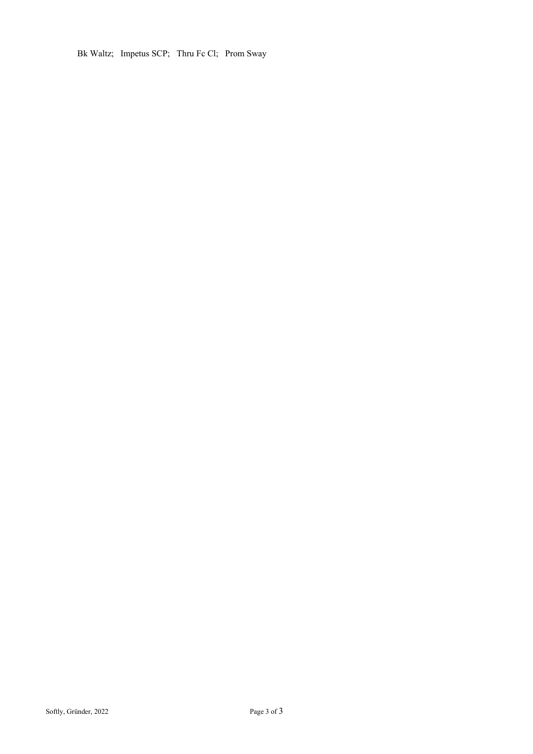Bk Waltz;   Impetus SCP;   Thru Fc Cl;   Prom Sway